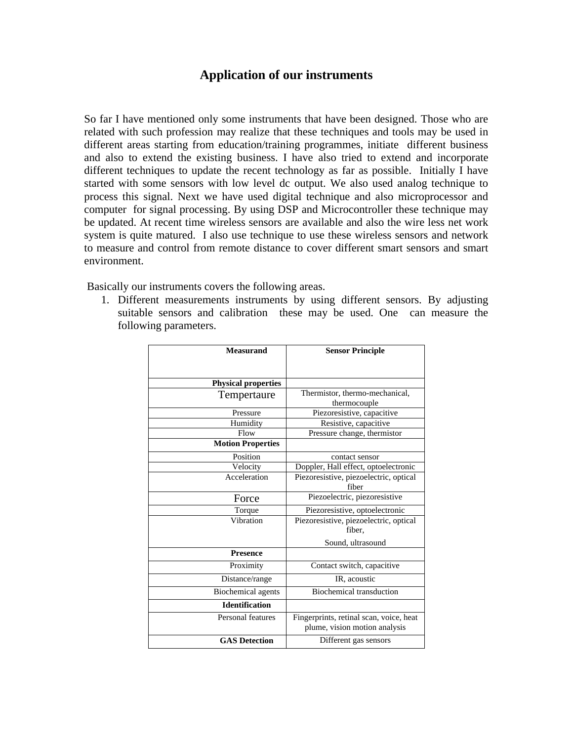# Application of our instruments

So far I have mentioned only some instruments that have been designed. Those who are related with such profession may realize that these techniques and tools may be used in different areas starting from education/training programmes, initiate different business and also to extend the existing business. I have also tried to extend and incorporate different techniques to update the recent technology as far as possible. Initially I have started with some sensors with low level dc output. We also used analog technique to process this signal. Next we have used digital technique and also microprocessor and computer for signal processing. By using DSP and Microcontroller these technique may be updated. At recent time wireless sensors are available and also the wire less net work system is quite matured. I also use technique to use these wireless sensors and network to measure and control from remote distance to cover different smart sensors and smart environment.

Basically our instruments covers the following areas.

1. Different measurements instruments by using different sensors. By adjusting suitable sensors and calibration these may be used. One can measure the following parameters.

| Measurand | Sensor Principle |
|---|---|
| **Physical properties** | |
| Tempertaure | Thermistor, thermo-mechanical, thermocouple |
| Pressure | Piezoresistive, capacitive |
| Humidity | Resistive, capacitive |
| Flow | Pressure change, thermistor |
| **Motion Properties** | |
| Position | contact sensor |
| Velocity | Doppler, Hall effect, optoelectronic |
| Acceleration | Piezoresistive, piezoelectric, optical fiber |
| Force | Piezoelectric, piezoresistive |
| Torque | Piezoresistive, optoelectronic |
| Vibration | Piezoresistive, piezoelectric, optical fiber, Sound, ultrasound |
| **Presence** | |
| Proximity | Contact switch, capacitive |
| Distance/range | IR, acoustic |
| Biochemical agents | Biochemical transduction |
| **Identification** | |
| Personal features | Fingerprints, retinal scan, voice, heat plume, vision motion analysis |
| **GAS Detection** | Different gas sensors |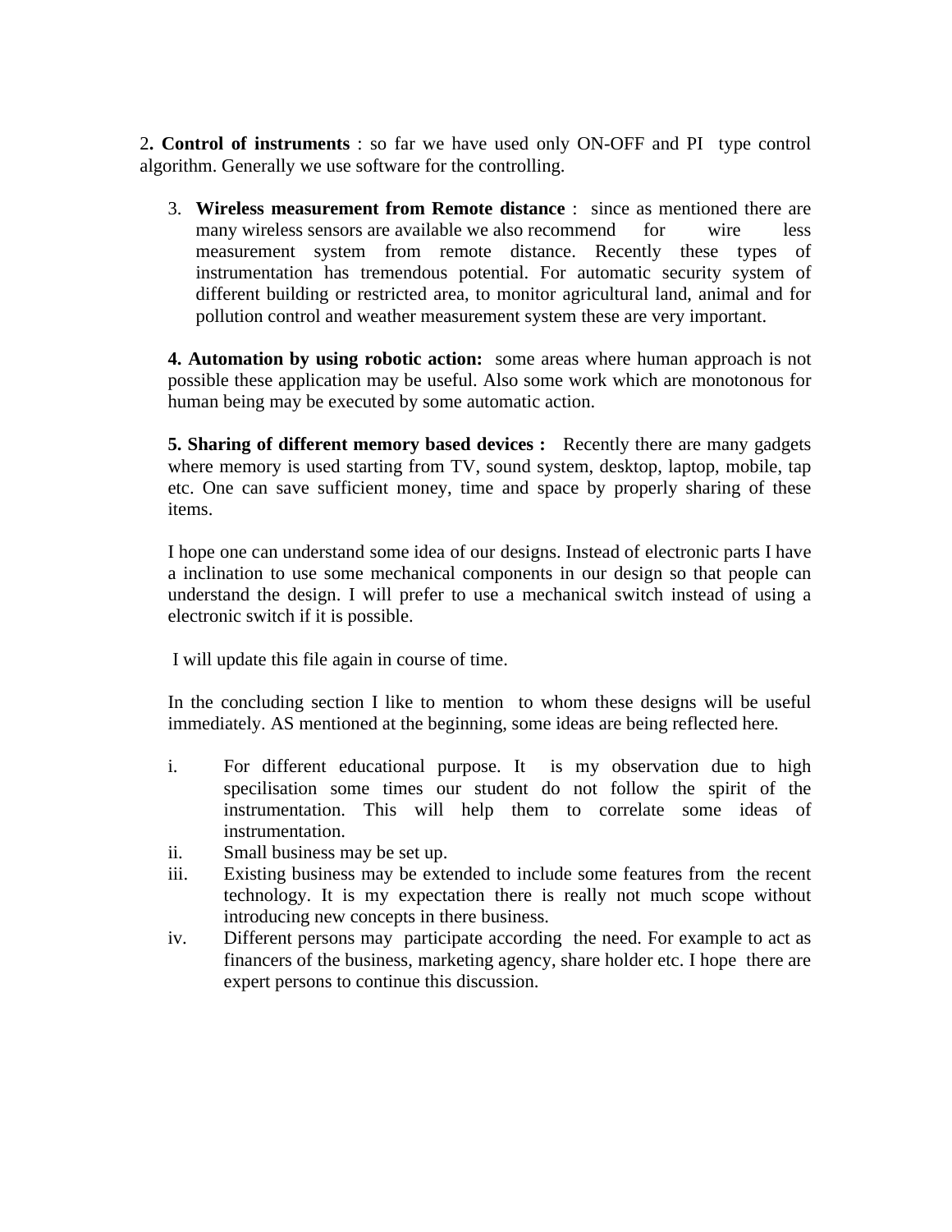2**. Control of instruments** : so far we have used only ON-OFF and PI type control algorithm. Generally we use software for the controlling.

3. **Wireless measurement from Remote distance** : since as mentioned there are many wireless sensors are available we also recommend for wire less measurement system from remote distance. Recently these types of instrumentation has tremendous potential. For automatic security system of different building or restricted area, to monitor agricultural land, animal and for pollution control and weather measurement system these are very important.

**4. Automation by using robotic action:** some areas where human approach is not possible these application may be useful. Also some work which are monotonous for human being may be executed by some automatic action.

**5. Sharing of different memory based devices :** Recently there are many gadgets where memory is used starting from TV, sound system, desktop, laptop, mobile, tap etc. One can save sufficient money, time and space by properly sharing of these items.

I hope one can understand some idea of our designs. Instead of electronic parts I have a inclination to use some mechanical components in our design so that people can understand the design. I will prefer to use a mechanical switch instead of using a electronic switch if it is possible.

I will update this file again in course of time.

In the concluding section I like to mention to whom these designs will be useful immediately. AS mentioned at the beginning, some ideas are being reflected here.

i. For different educational purpose. It is my observation due to high specilisation some times our student do not follow the spirit of the instrumentation. This will help them to correlate some ideas of instrumentation.
ii. Small business may be set up.
iii. Existing business may be extended to include some features from the recent technology. It is my expectation there is really not much scope without introducing new concepts in there business.
iv. Different persons may participate according the need. For example to act as financers of the business, marketing agency, share holder etc. I hope there are expert persons to continue this discussion.